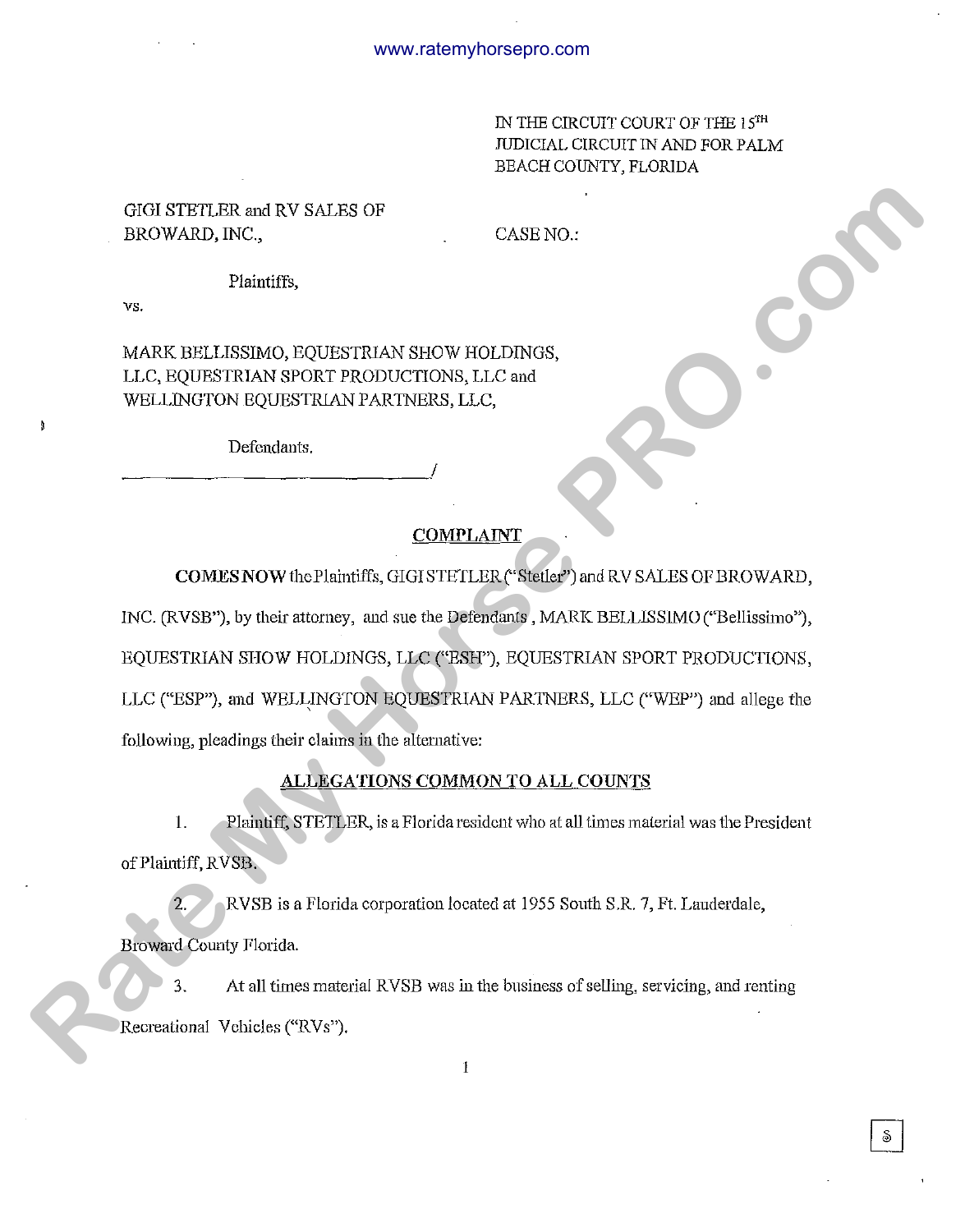IN THE CIRCUIT COURT OF THE 15TH JUDICIAL CIRCUIT IN AND FOR PALM BEACH COUNTY, FLORIDA

GIGI STETLER and RV SALES OF BROWARD, INC.,

CASE NO.:

Plaintiffs,

vs.

MARK BELLISSIMO, EQUESTRIAN SHOW HOLDINGS, LLC, EQUESTRIAN SPORT PRODUCTIONS, LLC and WELLINGTON EQUESTRIAN PARTNERS, LLC,

Defendants.

______________________________________/

## COMPLAINT

**COMES NOW** the Plaintiffs, GIGI STETLER ("Stetler") and RV SALES OF BROWARD, INC. (RVSB"), by their attorney, and sue the Defendants , MARK BELLISSIMO ("Bellissimo"), EQUESTRIAN SHOW HOLDINGS, LLC ("ESH"), EQUESTRIAN SPORT PRODUCTIONS, LLC ("ESP"), and WELLINGTON EQUESTRIAN PARTNERS, LLC ("WEP") and allege the following, pleadings their claims in the alternative:

### ALLEGATIONS COMMON TO ALL COUNTS

1. Plaintiff, STETLER, is a Florida resident who at all times material was the President of Plaintiff, RVSB.

2. RVSB is a Florida corporation located at 1955 South S.R. 7, Ft. Lauderdale, Broward County Florida.

3. At all times material RVSB was in the business of selling, servicing, and renting Recreational Vehicles ("RVs").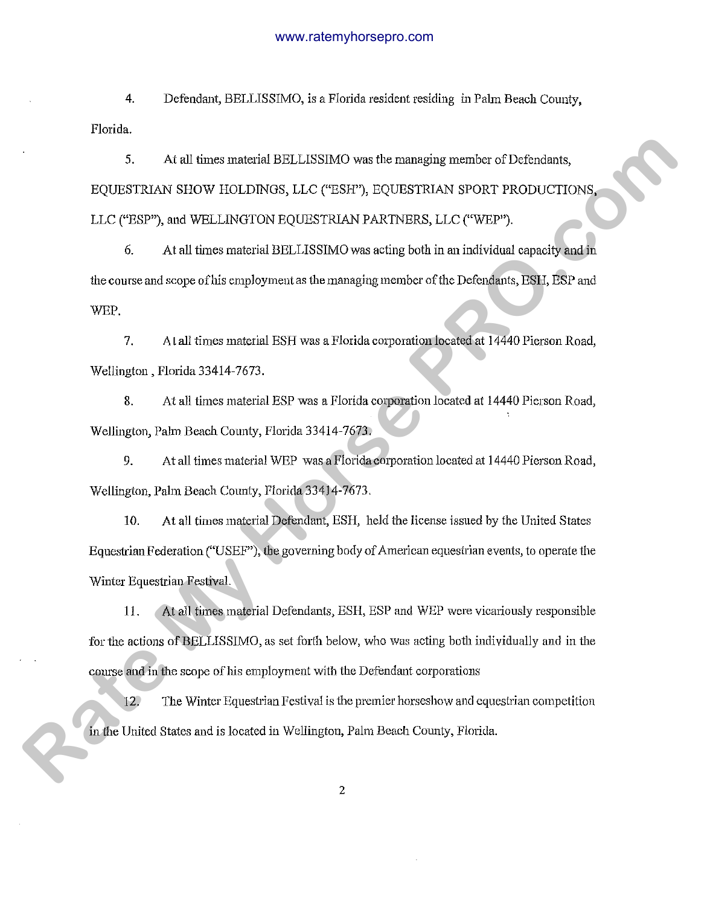4. Defendant, BELLISSIMO, is a Florida resident residing in Palm Beach County, Florida.

5. At all times material BELLISSIMO was the managing member of Defendants, EQUESTRIAN SHOW HOLDINGS, LLC ("ESH"), EQUESTRIAN SPORT PRODUCTIONS, LLC ("ESP"), and WELLINGTON EQUESTRIAN PARTNERS, LLC ("WEP").

6. At all times material BELLISSIMO was acting both in an individual capacity and in the course and scope of his employment as the managing member of the Defendants, ESH, ESP and WEP.

7. At all times material ESH was a Florida corporation located at 14440 Pierson Road, Wellington , Florida 33414-7673.

8. At all times material ESP was a Florida corporation located at 14440 Pierson Road, Wellington, Palm Beach County, Florida 33414-7673.

9. At all times material WEP was a Florida corporation located at 14440 Pierson Road, Wellington, Palm Beach County, Florida 33414-7673.

10. At all times material Defendant, ESH, held the license issued by the United States Equestrian Federation ("USEF"), the governing body of American equestrian events, to operate the Winter Equestrian Festival.

11. At all times material Defendants, ESH, ESP and WEP were vicariously responsible for the actions of BELLISSIMO, as set forth below, who was acting both individually and in the course and in the scope of his employment with the Defendant corporations

12. The Winter Equestrian Festival is the premier horseshow and equestrian competition in the United States and is located in Wellington, Palm Beach County, Florida.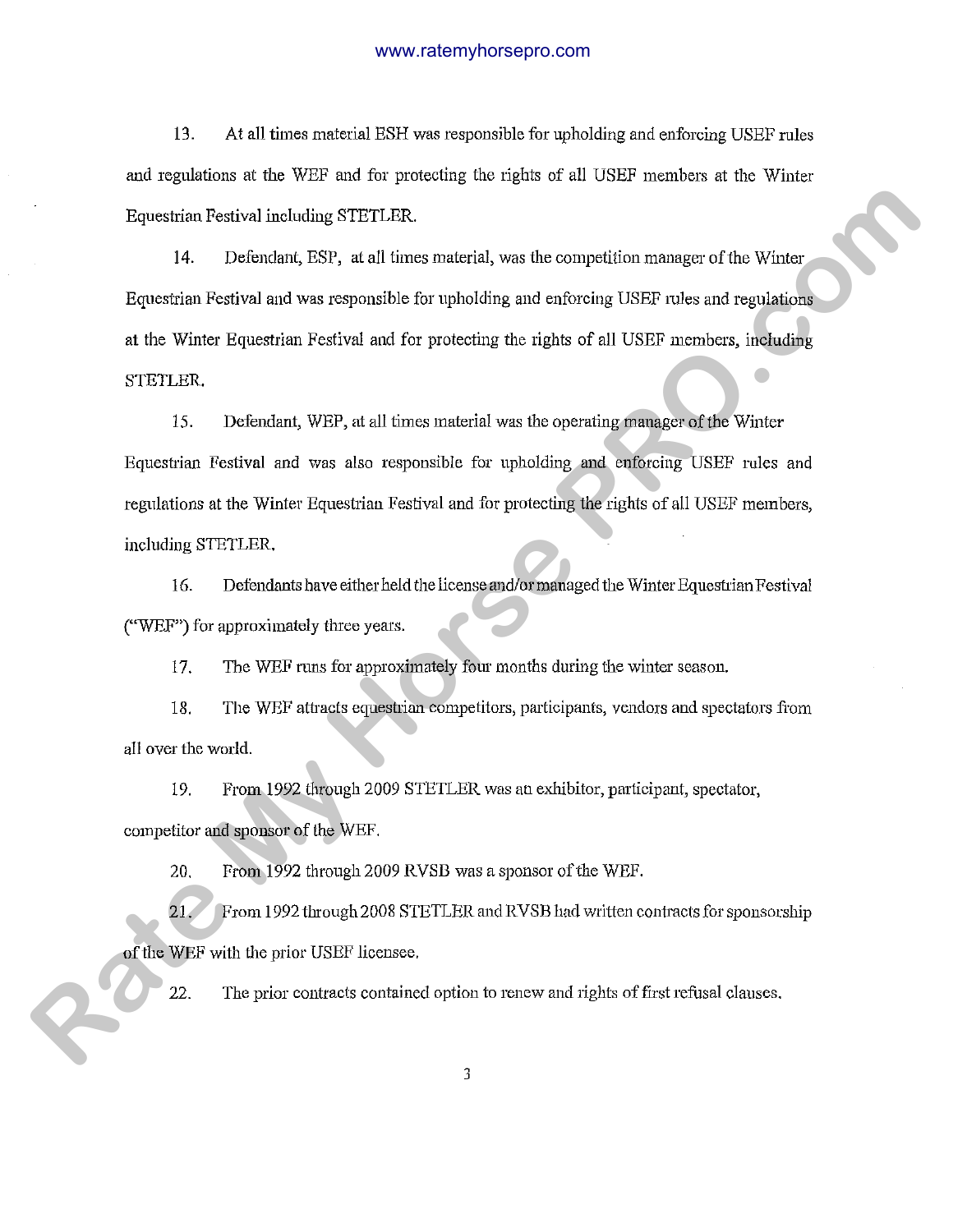13. At all times material ESH was responsible for upholding and enforcing USEF rules and regulations at the WEF and for protecting the rights of all USEF members at the Winter Equestrian Festival including STETLER.

14. Defendant, ESP, at all times material, was the competition manager of the Winter Equestrian Festival and was responsible for upholding and enforcing USEF rules and regulations at the Winter Equestrian Festival and for protecting the rights of all USEF members, including STETLER.

15. Defendant, WEP, at all times material was the operating manager of the Winter Equestrian Festival and was also responsible for upholding and enforcing USEF rules and regulations at the Winter Equestrian Festival and for protecting the rights of all USEF members, including STETLER.

16. Defendants have either held the license and/or managed the Winter Equestrian Festival ("WEF") for approximately three years.

17. The WEF runs for approximately four months during the winter season.

18. The WEF attracts equestrian competitors, participants, vendors and spectators from all over the world.

19. From 1992 through 2009 STETLER was an exhibitor, participant, spectator, competitor and sponsor of the WEF.

20. From 1992 through 2009 RVSB was a sponsor of the WEF.

21. From 1992 through 2008 STETLER and RVSB had written contracts for sponsorship of the WEF with the prior USEF licensee.

22. The prior contracts contained option to renew and rights of first refusal clauses.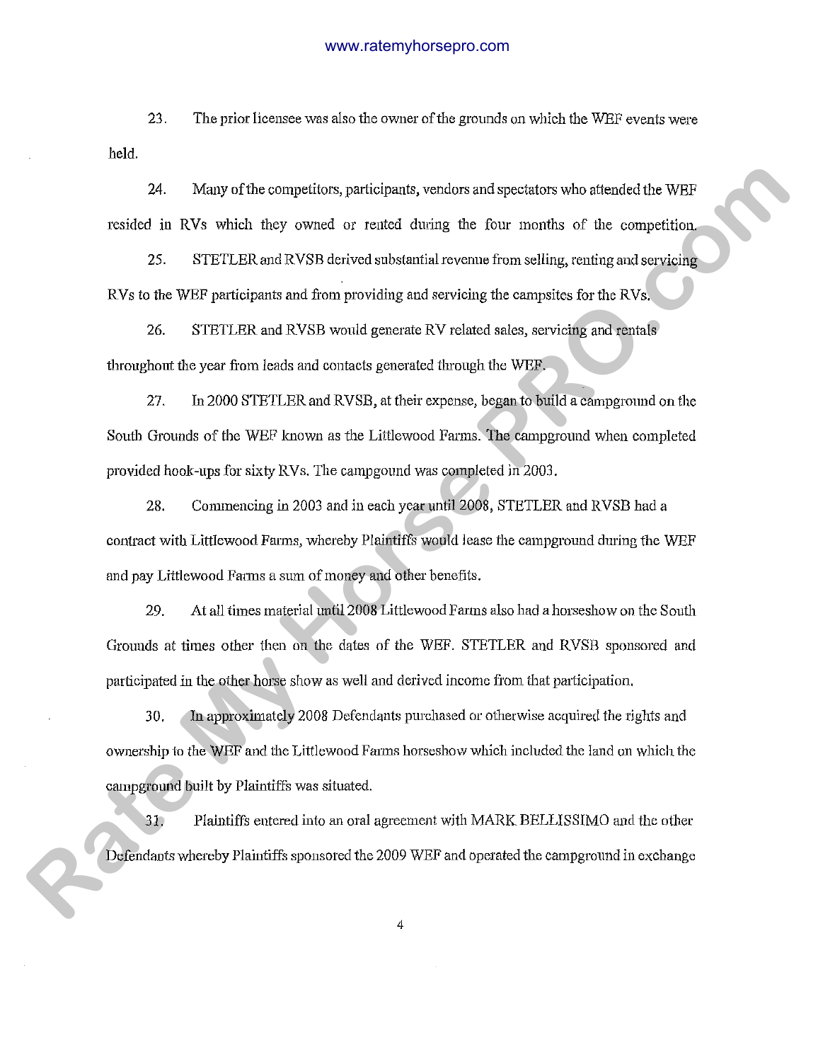23. The prior licensee was also the owner of the grounds on which the WEF events were held.

24. Many of the competitors, participants, vendors and spectators who attended the WEF resided in RVs which they owned or rented during the four months of the competition.

25. STETLER and RVSB derived substantial revenue from selling, renting and servicing RVs to the WEF participants and from providing and servicing the campsites for the RVs.

26. STETLER and RVSB would generate RV related sales, servicing and rentals throughout the year from leads and contacts generated through the WEF.

27. In 2000 STETLER and RVSB, at their expense, began to build a campground on the South Grounds of the WEF known as the Littlewood Farms. The campground when completed provided hook-ups for sixty RVs. The campgound was completed in 2003.

28. Commencing in 2003 and in each year until 2008, STETLER and RVSB had a contract with Littlewood Farms, whereby Plaintiffs would lease the campground during the WEF and pay Littlewood Farms a sum of money and other benefits.

29. At all times material until 2008 Littlewood Farms also had a horseshow on the South Grounds at times other then on the dates of the WEF. STETLER and RVSB sponsored and participated in the other horse show as well and derived income from that participation.

30. In approximately 2008 Defendants purchased or otherwise acquired the rights and ownership to the WEF and the Littlewood Farms horseshow which included the land on which the campground built by Plaintiffs was situated.

31. Plaintiffs entered into an oral agreement with MARK BELLISSIMO and the other Defendants whereby Plaintiffs sponsored the 2009 WEF and operated the campground in exchange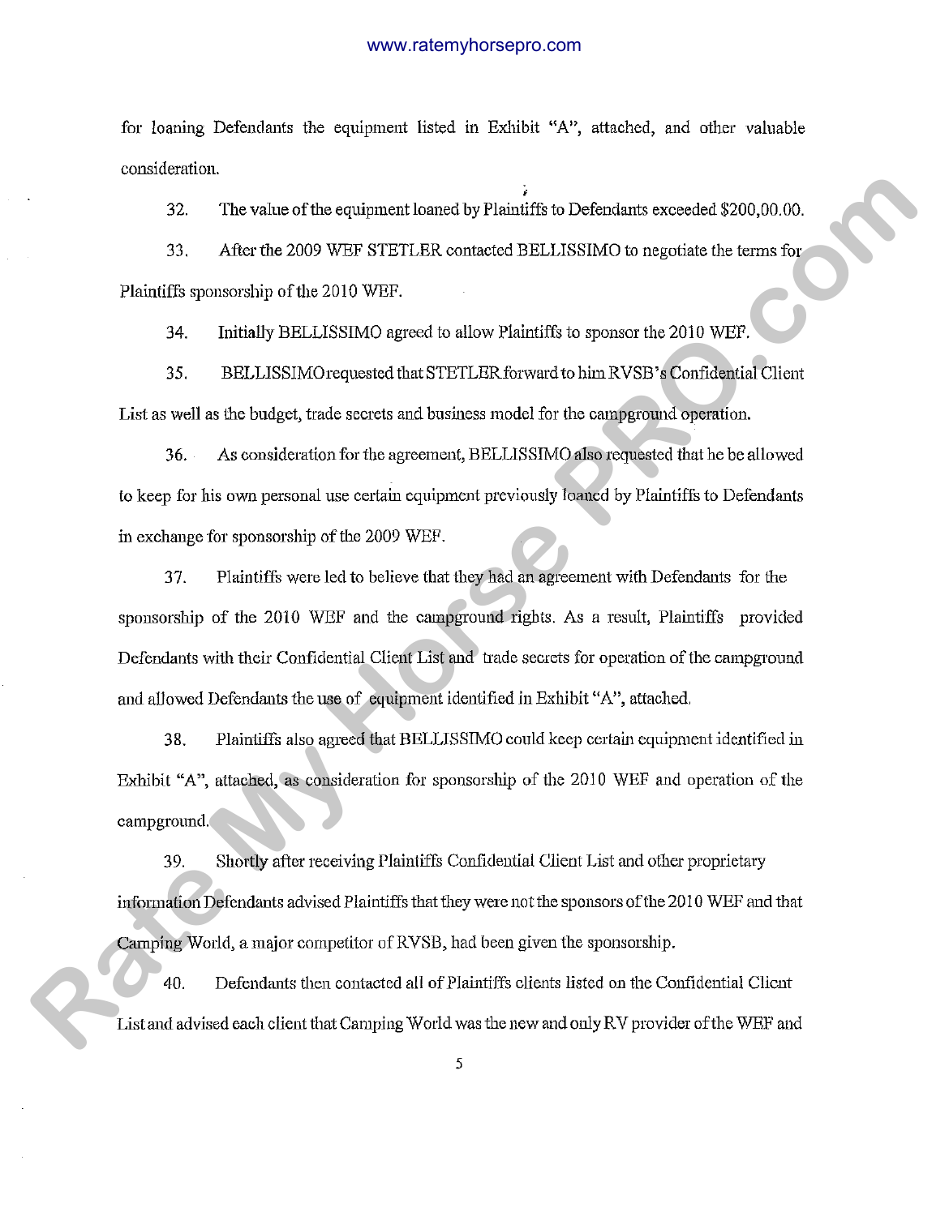for loaning Defendants the equipment listed in Exhibit "A", attached, and other valuable consideration.

32. The value of the equipment loaned by Plaintiffs to Defendants exceeded $200,00.00.

33. After the 2009 WEF STETLER contacted BELLISSIMO to negotiate the terms for Plaintiffs sponsorship of the 2010 WEF.

34. Initially BELLISSIMO agreed to allow Plaintiffs to sponsor the 2010 WEF.

35. BELLISSIMO requested that STETLER forward to him RVSB's Confidential Client List as well as the budget, trade secrets and business model for the campground operation.

36. As consideration for the agreement, BELLISSIMO also requested that he be allowed to keep for his own personal use certain equipment previously loaned by Plaintiffs to Defendants in exchange for sponsorship of the 2009 WEF.

37. Plaintiffs were led to believe that they had an agreement with Defendants for the sponsorship of the 2010 WEF and the campground rights. As a result, Plaintiffs provided Defendants with their Confidential Client List and trade secrets for operation of the campground and allowed Defendants the use of equipment identified in Exhibit "A", attached.

38. Plaintiffs also agreed that BELLISSIMO could keep certain equipment identified in Exhibit "A", attached, as consideration for sponsorship of the 2010 WEF and operation of the campground.

39. Shortly after receiving Plaintiffs Confidential Client List and other proprietary information Defendants advised Plaintiffs that they were not the sponsors of the 2010 WEF and that Camping World, a major competitor of RVSB, had been given the sponsorship.

40. Defendants then contacted all of Plaintiffs clients listed on the Confidential Client List and advised each client that Camping World was the new and only RV provider of the WEF and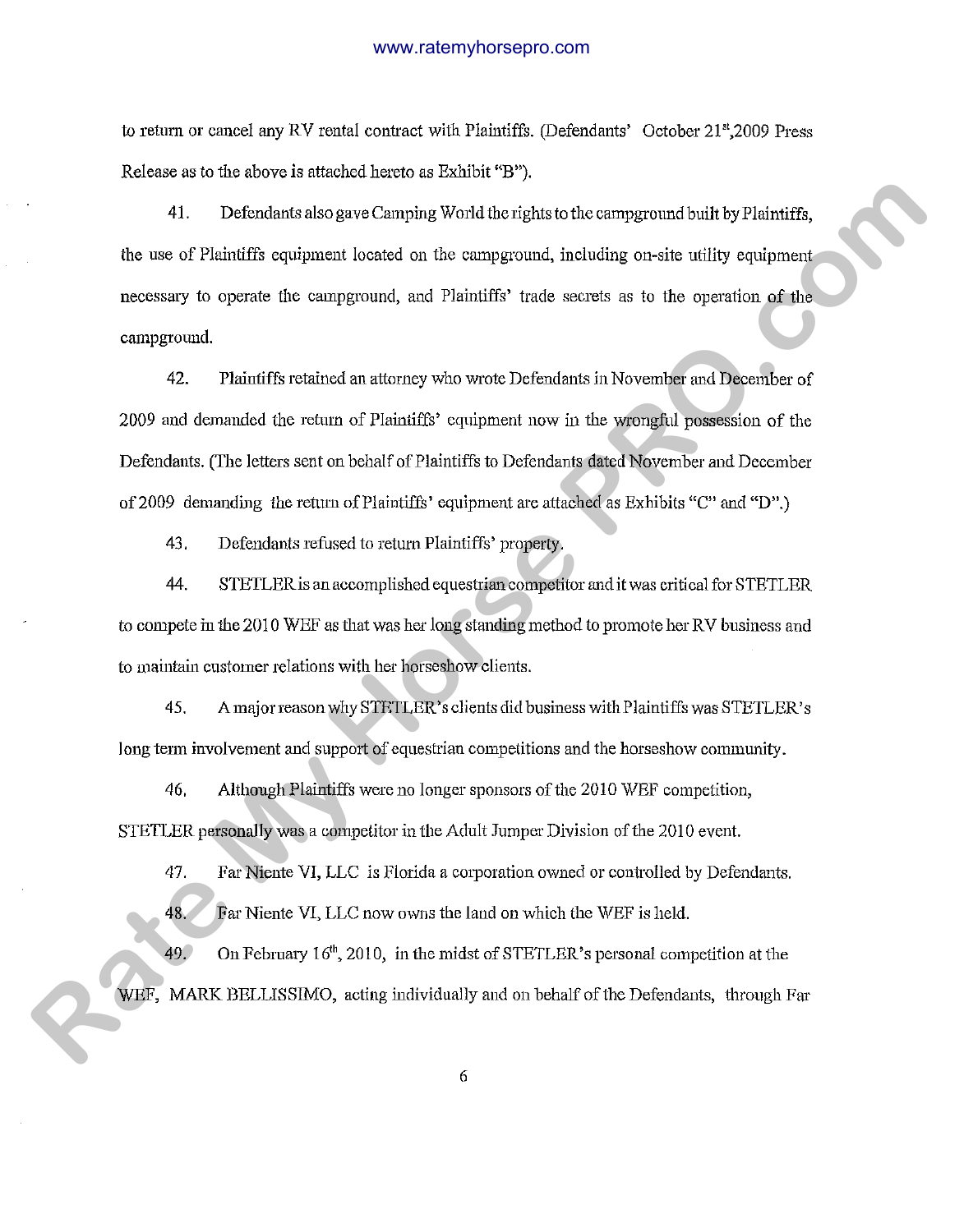to return or cancel any RV rental contract with Plaintiffs. (Defendants' October 21st,2009 Press Release as to the above is attached hereto as Exhibit "B").

41. Defendants also gave Camping World the rights to the campground built by Plaintiffs, the use of Plaintiffs equipment located on the campground, including on-site utility equipment necessary to operate the campground, and Plaintiffs' trade secrets as to the operation of the campground.

42. Plaintiffs retained an attorney who wrote Defendants in November and December of 2009 and demanded the return of Plaintiffs' equipment now in the wrongful possession of the Defendants. (The letters sent on behalf of Plaintiffs to Defendants dated November and December of 2009 demanding the return of Plaintiffs' equipment are attached as Exhibits "C" and "D".)

43. Defendants refused to return Plaintiffs' property.

44. STETLER is an accomplished equestrian competitor and it was critical for STETLER to compete in the 2010 WEF as that was her long standing method to promote her RV business and to maintain customer relations with her horseshow clients.

45. A major reason why STETLER's clients did business with Plaintiffs was STETLER's long term involvement and support of equestrian competitions and the horseshow community.

46. Although Plaintiffs were no longer sponsors of the 2010 WEF competition, STETLER personally was a competitor in the Adult Jumper Division of the 2010 event.

47. Far Niente VI, LLC is Florida a corporation owned or controlled by Defendants.

48. Far Niente VI, LLC now owns the land on which the WEF is held.

49. On February 16th, 2010, in the midst of STETLER's personal competition at the WEF, MARK BELLISSIMO, acting individually and on behalf of the Defendants, through Far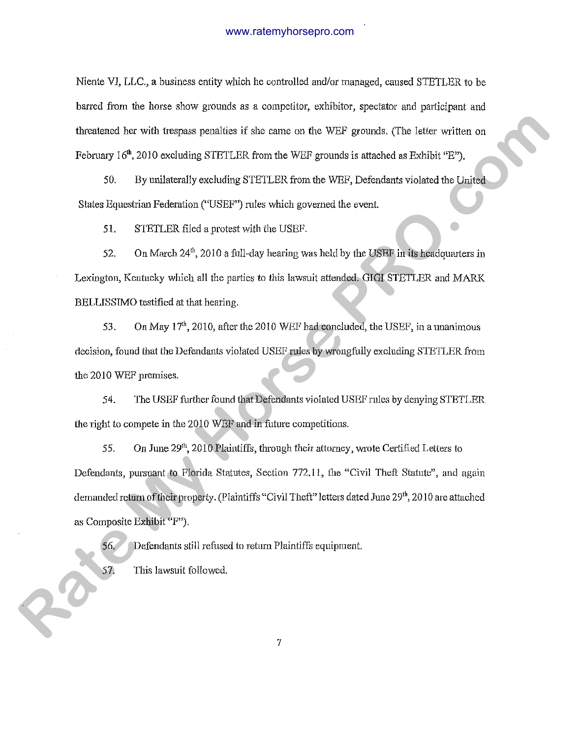Niente VI, LLC., a business entity which he controlled and/or managed, caused STETLER to be barred from the horse show grounds as a competitor, exhibitor, spectator and participant and threatened her with trespass penalties if she came on the WEF grounds. (The letter written on February 16th, 2010 excluding STETLER from the WEF grounds is attached as Exhibit "E").

50. By unilaterally excluding STETLER from the WEF, Defendants violated the United States Equestrian Federation ("USEF") rules which governed the event.

51. STETLER filed a protest with the USEF.

52. On March 24th, 2010 a full-day hearing was held by the USEF in its headquarters in Lexington, Kentucky which all the parties to this lawsuit attended. GIGI STETLER and MARK BELLISSIMO testified at that hearing.

53. On May 17th, 2010, after the 2010 WEF had concluded, the USEF, in a unanimous decision, found that the Defendants violated USEF rules by wrongfully excluding STETLER from the 2010 WEF premises.

54. The USEF further found that Defendants violated USEF rules by denying STETLER the right to compete in the 2010 WEF and in future competitions.

55. On June 29th, 2010 Plaintiffs, through their attorney, wrote Certified Letters to Defendants, pursuant to Florida Statutes, Section 772.11, the "Civil Theft Statute", and again demanded return of their property. (Plaintiffs "Civil Theft" letters dated June 29th, 2010 are attached as Composite Exhibit "F").

56. Defendants still refused to return Plaintiffs equipment.

57. This lawsuit followed.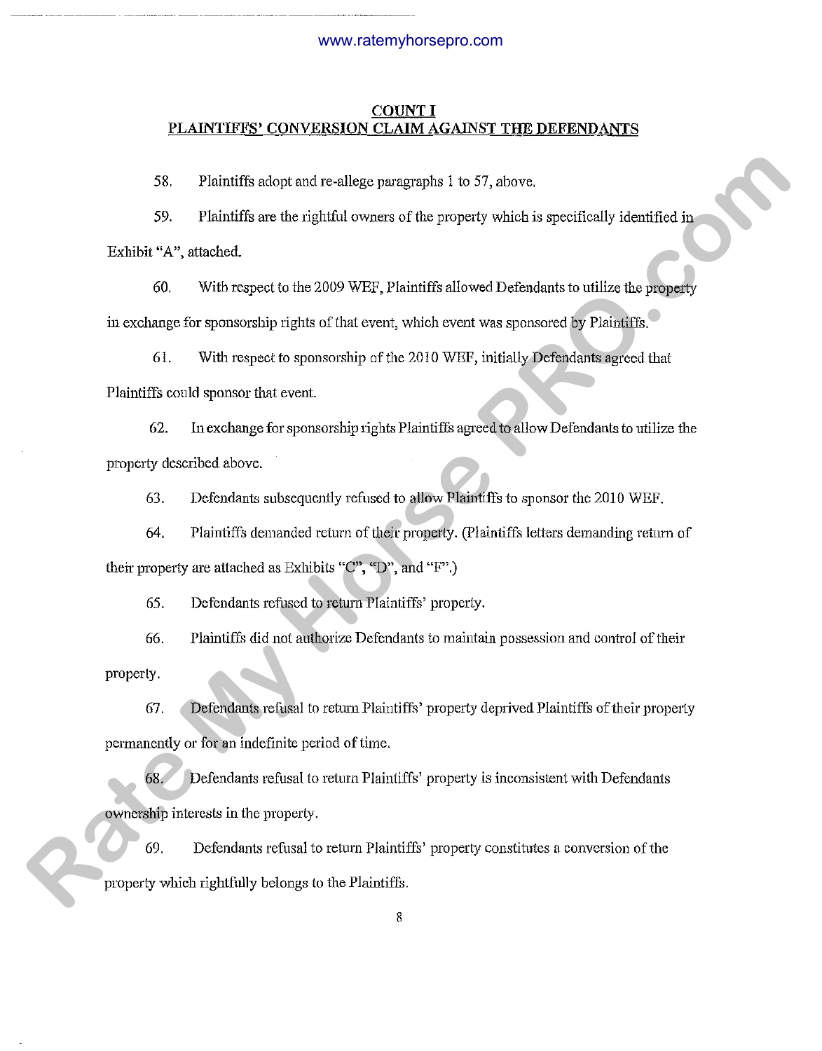## COUNT I
## PLAINTIFFS' CONVERSION CLAIM AGAINST THE DEFENDANTS

58. Plaintiffs adopt and re-allege paragraphs 1 to 57, above.

59. Plaintiffs are the rightful owners of the property which is specifically identified in Exhibit "A", attached.

60. With respect to the 2009 WEF, Plaintiffs allowed Defendants to utilize the property in exchange for sponsorship rights of that event, which event was sponsored by Plaintiffs.

61. With respect to sponsorship of the 2010 WEF, initially Defendants agreed that Plaintiffs could sponsor that event.

62. In exchange for sponsorship rights Plaintiffs agreed to allow Defendants to utilize the property described above.

63. Defendants subsequently refused to allow Plaintiffs to sponsor the 2010 WEF.

64. Plaintiffs demanded return of their property. (Plaintiffs letters demanding return of their property are attached as Exhibits "C", "D", and "F".)

65. Defendants refused to return Plaintiffs' property.

66. Plaintiffs did not authorize Defendants to maintain possession and control of their property.

67. Defendants refusal to return Plaintiffs' property deprived Plaintiffs of their property permanently or for an indefinite period of time.

68. Defendants refusal to return Plaintiffs' property is inconsistent with Defendants ownership interests in the property.

69. Defendants refusal to return Plaintiffs' property constitutes a conversion of the property which rightfully belongs to the Plaintiffs.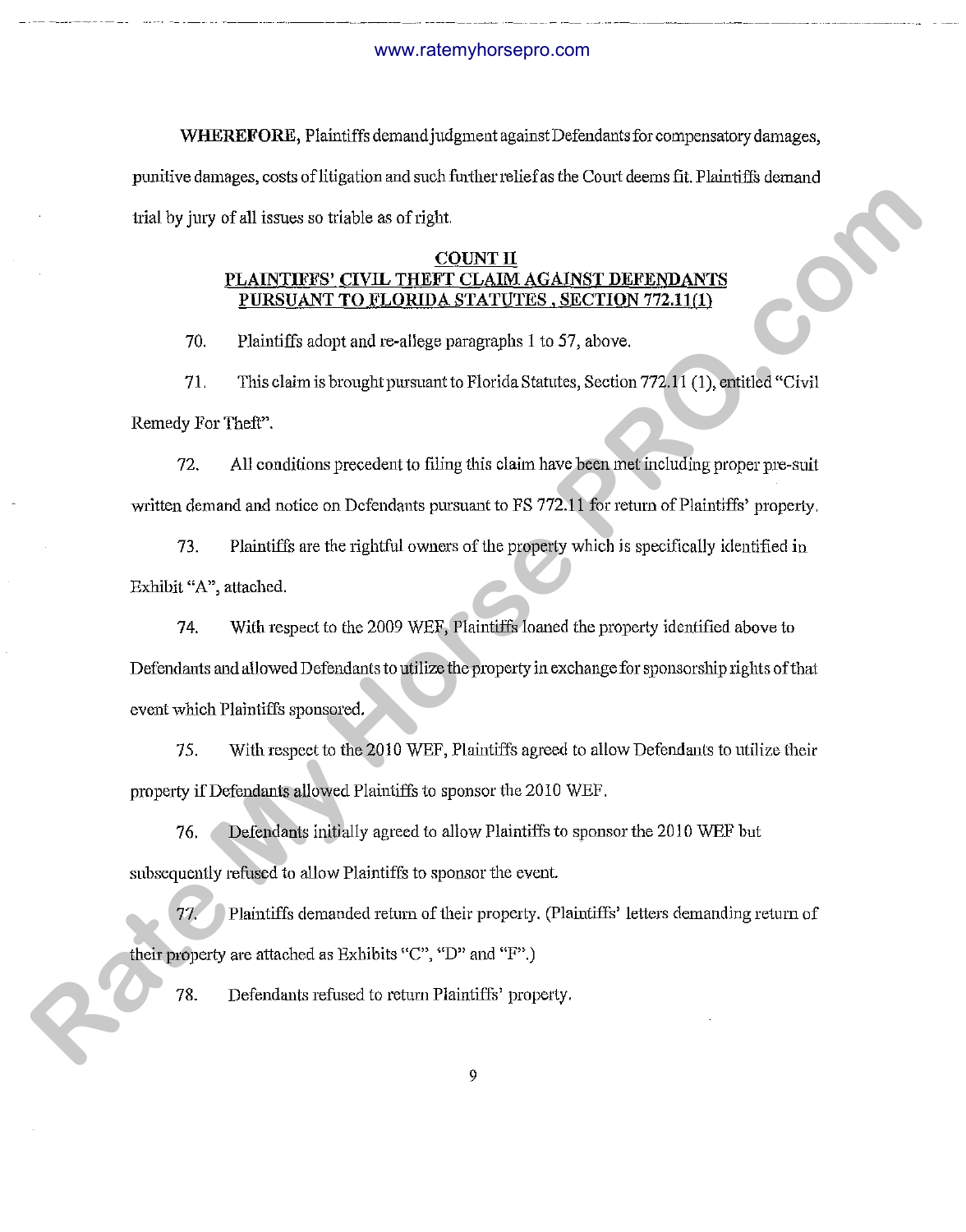**WHEREFORE,** Plaintiffs demand judgment against Defendants for compensatory damages, punitive damages, costs of litigation and such further relief as the Court deems fit. Plaintiffs demand trial by jury of all issues so triable as of right.

**COUNT II**
**PLAINTIFFS' CIVIL THEFT CLAIM AGAINST DEFENDANTS PURSUANT TO FLORIDA STATUTES , SECTION 772.11(1)**

70. Plaintiffs adopt and re-allege paragraphs 1 to 57, above.

71. This claim is brought pursuant to Florida Statutes, Section 772.11 (1), entitled "Civil Remedy For Theft".

72. All conditions precedent to filing this claim have been met including proper pre-suit written demand and notice on Defendants pursuant to FS 772.11 for return of Plaintiffs' property.

73. Plaintiffs are the rightful owners of the property which is specifically identified in Exhibit "A", attached.

74. With respect to the 2009 WEF, Plaintiffs loaned the property identified above to Defendants and allowed Defendants to utilize the property in exchange for sponsorship rights of that event which Plaintiffs sponsored.

75. With respect to the 2010 WEF, Plaintiffs agreed to allow Defendants to utilize their property if Defendants allowed Plaintiffs to sponsor the 2010 WEF.

76. Defendants initially agreed to allow Plaintiffs to sponsor the 2010 WEF but subsequently refused to allow Plaintiffs to sponsor the event.

77. Plaintiffs demanded return of their property. (Plaintiffs' letters demanding return of their property are attached as Exhibits "C", "D" and "F".)

78. Defendants refused to return Plaintiffs' property.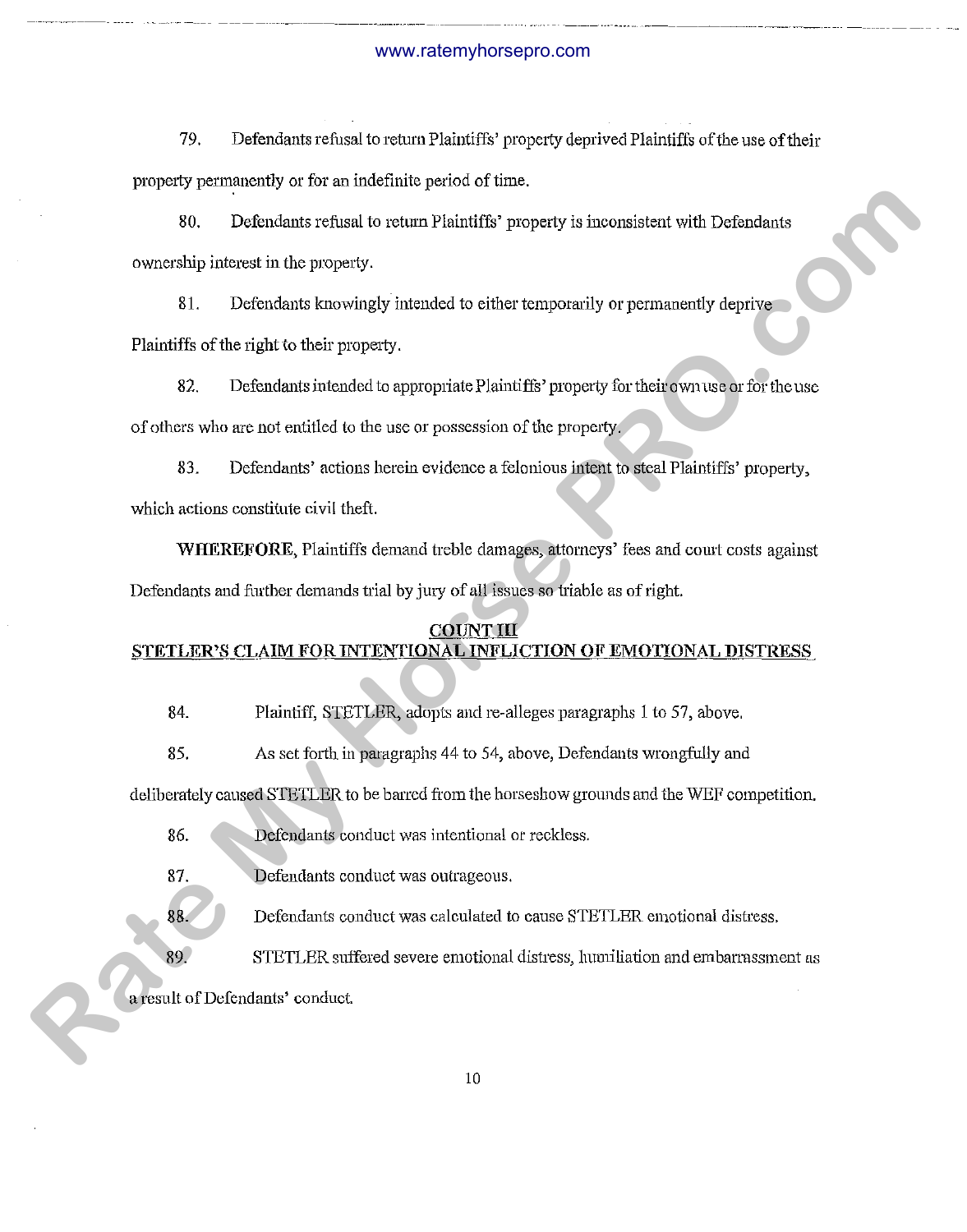79. Defendants refusal to return Plaintiffs' property deprived Plaintiffs of the use of their property permanently or for an indefinite period of time.

80. Defendants refusal to return Plaintiffs' property is inconsistent with Defendants ownership interest in the property.

81. Defendants knowingly intended to either temporarily or permanently deprive Plaintiffs of the right to their property.

82. Defendants intended to appropriate Plaintiffs' property for their own use or for the use of others who are not entitled to the use or possession of the property.

83. Defendants' actions herein evidence a felonious intent to steal Plaintiffs' property, which actions constitute civil theft.

**WHEREFORE**, Plaintiffs demand treble damages, attorneys' fees and court costs against Defendants and further demands trial by jury of all issues so triable as of right.

## COUNT III
## STETLER'S CLAIM FOR INTENTIONAL INFLICTION OF EMOTIONAL DISTRESS

84. Plaintiff, STETLER, adopts and re-alleges paragraphs 1 to 57, above.

85. As set forth in paragraphs 44 to 54, above, Defendants wrongfully and deliberately caused STETLER to be barred from the horseshow grounds and the WEF competition.

86. Defendants conduct was intentional or reckless.

87. Defendants conduct was outrageous.

88. Defendants conduct was calculated to cause STETLER emotional distress.

89. STETLER suffered severe emotional distress, humiliation and embarrassment as a result of Defendants' conduct.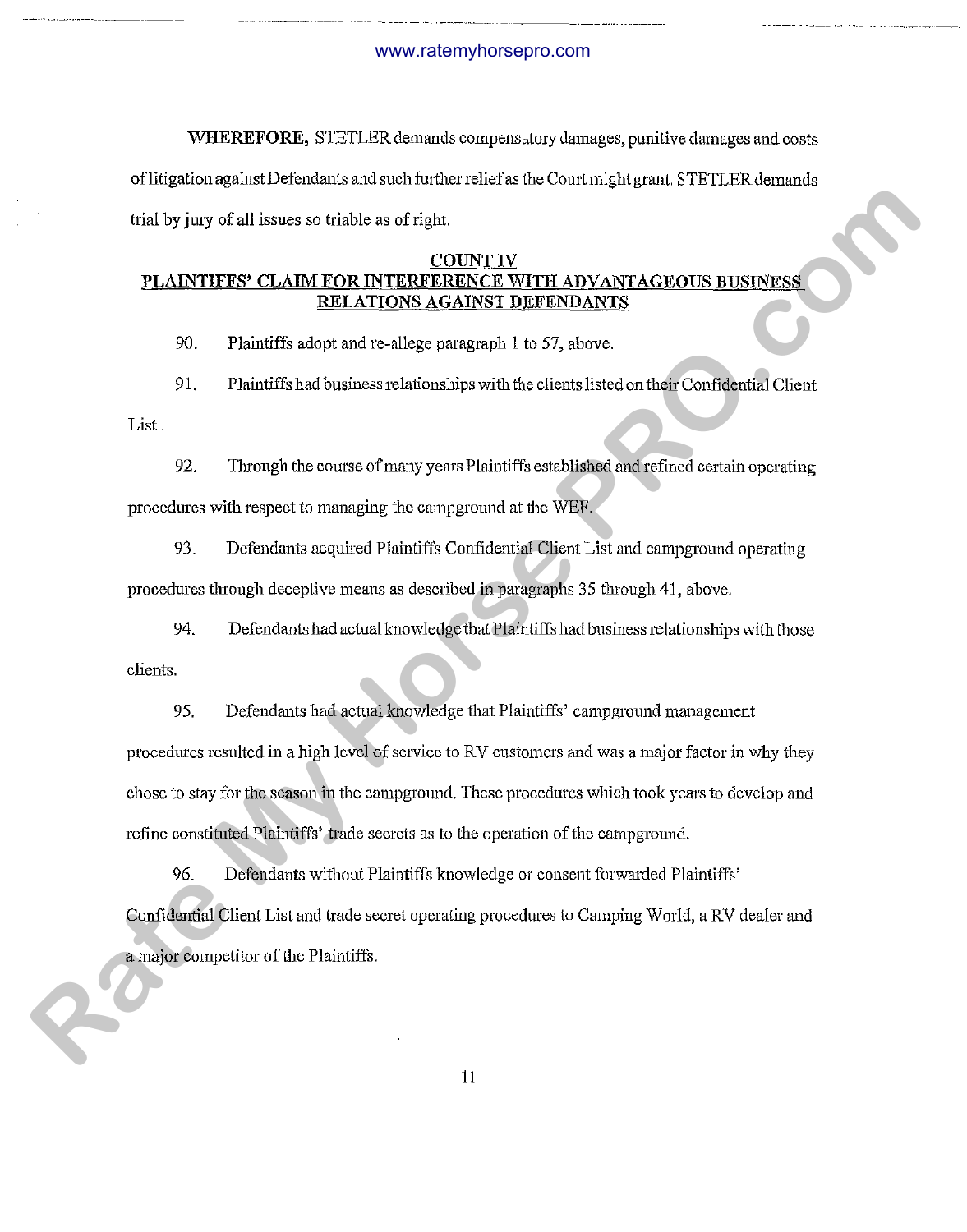**WHEREFORE,** STETLER demands compensatory damages, punitive damages and costs of litigation against Defendants and such further relief as the Court might grant. STETLER demands trial by jury of all issues so triable as of right.

## COUNT IV
## PLAINTIFFS' CLAIM FOR INTERFERENCE WITH ADVANTAGEOUS BUSINESS RELATIONS AGAINST DEFENDANTS

90. Plaintiffs adopt and re-allege paragraph 1 to 57, above.

91. Plaintiffs had business relationships with the clients listed on their Confidential Client List .

92. Through the course of many years Plaintiffs established and refined certain operating procedures with respect to managing the campground at the WEF.

93. Defendants acquired Plaintiffs Confidential Client List and campground operating procedures through deceptive means as described in paragraphs 35 through 41, above.

94. Defendants had actual knowledge that Plaintiffs had business relationships with those clients.

95. Defendants had actual knowledge that Plaintiffs' campground management procedures resulted in a high level of service to RV customers and was a major factor in why they chose to stay for the season in the campground. These procedures which took years to develop and refine constituted Plaintiffs' trade secrets as to the operation of the campground.

96. Defendants without Plaintiffs knowledge or consent forwarded Plaintiffs' Confidential Client List and trade secret operating procedures to Camping World, a RV dealer and a major competitor of the Plaintiffs.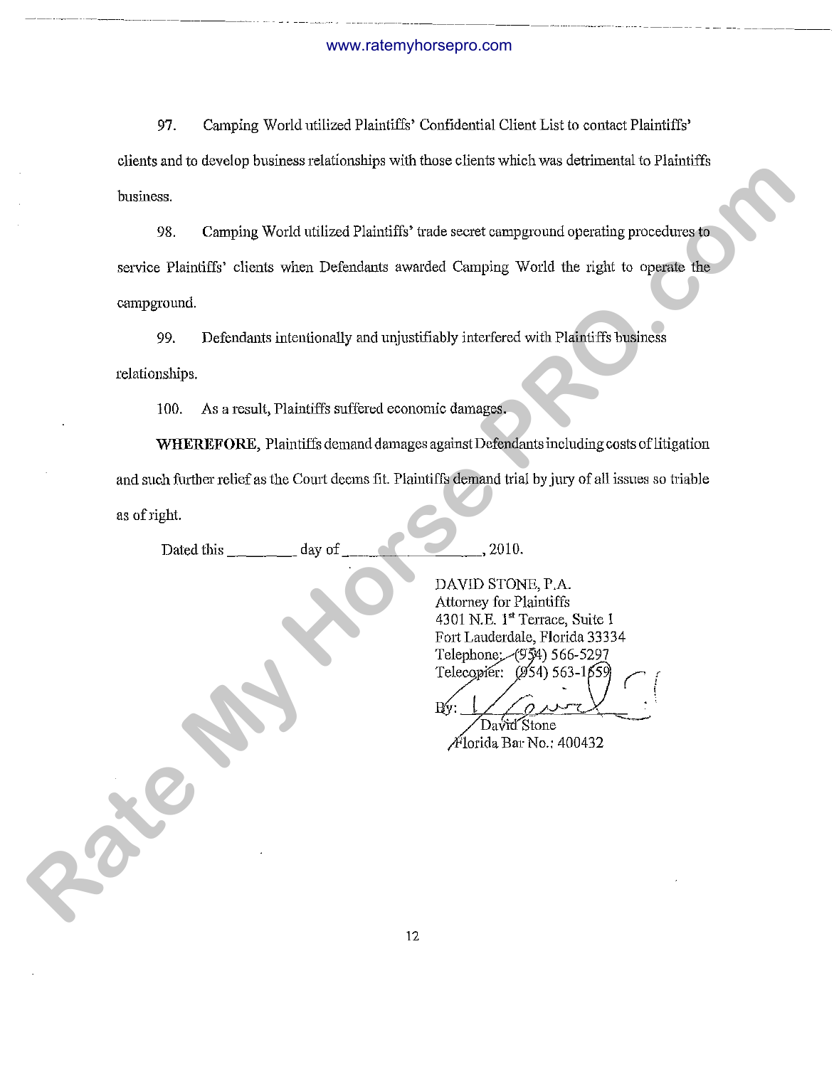97. Camping World utilized Plaintiffs' Confidential Client List to contact Plaintiffs' clients and to develop business relationships with those clients which was detrimental to Plaintiffs business.

98. Camping World utilized Plaintiffs' trade secret campground operating procedures to service Plaintiffs' clients when Defendants awarded Camping World the right to operate the campground.

99. Defendants intentionally and unjustifiably interfered with Plaintiffs business relationships.

100. As a result, Plaintiffs suffered economic damages.

**WHEREFORE,** Plaintiffs demand damages against Defendants including costs of litigation and such further relief as the Court deems fit. Plaintiffs demand trial by jury of all issues so triable as of right.

Dated this ________ day of ________________, 2010.

DAVID STONE, P.A.
Attorney for Plaintiffs
4301 N.E. 1st Terrace, Suite I
Fort Lauderdale, Florida 33334
Telephone: (954) 566-5297
Telecopier: (954) 563-1659

By: ______________________
David Stone
Florida Bar No.: 400432